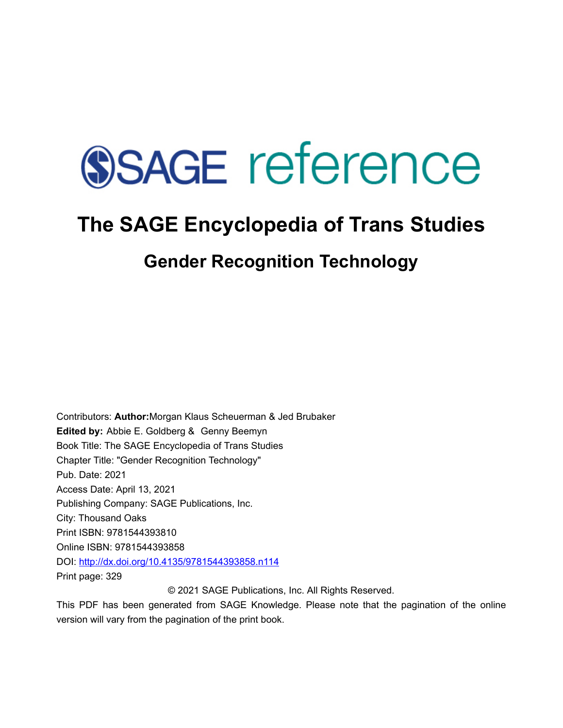SAGE reference

# The SAGE Encyclopedia of Trans Studies

## Gender Recognition Technology

Contributors: **Author:**Morgan Klaus Scheuerman & Jed Brubaker
**Edited by:** Abbie E. Goldberg & Genny Beemyn
Book Title: The SAGE Encyclopedia of Trans Studies
Chapter Title: "Gender Recognition Technology"
Pub. Date: 2021
Access Date: April 13, 2021
Publishing Company: SAGE Publications, Inc.
City: Thousand Oaks
Print ISBN: 9781544393810
Online ISBN: 9781544393858
DOI: http://dx.doi.org/10.4135/9781544393858.n114
Print page: 329

© 2021 SAGE Publications, Inc. All Rights Reserved.

This PDF has been generated from SAGE Knowledge. Please note that the pagination of the online version will vary from the pagination of the print book.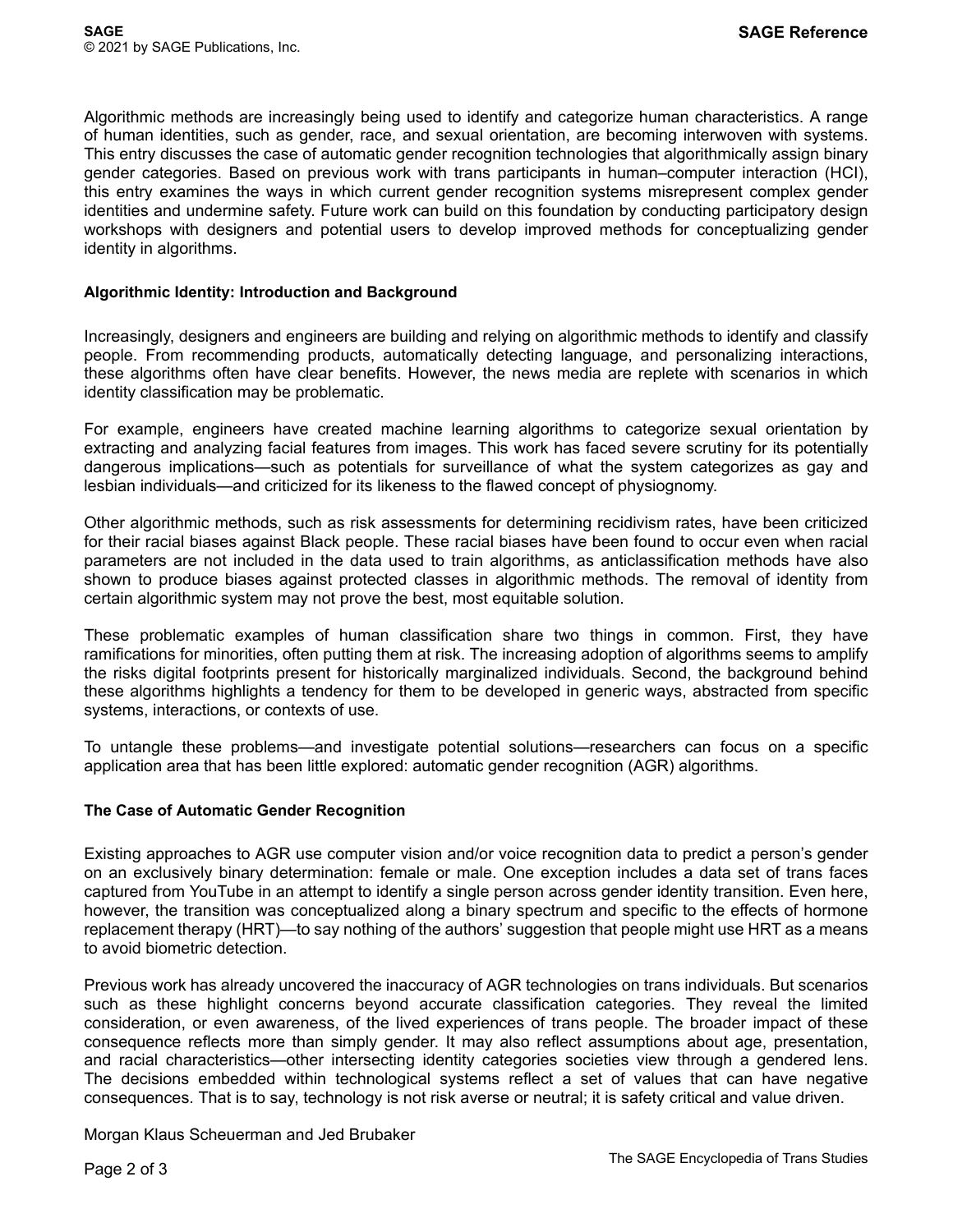Algorithmic methods are increasingly being used to identify and categorize human characteristics. A range of human identities, such as gender, race, and sexual orientation, are becoming interwoven with systems. This entry discusses the case of automatic gender recognition technologies that algorithmically assign binary gender categories. Based on previous work with trans participants in human–computer interaction (HCI), this entry examines the ways in which current gender recognition systems misrepresent complex gender identities and undermine safety. Future work can build on this foundation by conducting participatory design workshops with designers and potential users to develop improved methods for conceptualizing gender identity in algorithms.

**Algorithmic Identity: Introduction and Background**

Increasingly, designers and engineers are building and relying on algorithmic methods to identify and classify people. From recommending products, automatically detecting language, and personalizing interactions, these algorithms often have clear benefits. However, the news media are replete with scenarios in which identity classification may be problematic.

For example, engineers have created machine learning algorithms to categorize sexual orientation by extracting and analyzing facial features from images. This work has faced severe scrutiny for its potentially dangerous implications—such as potentials for surveillance of what the system categorizes as gay and lesbian individuals—and criticized for its likeness to the flawed concept of physiognomy.

Other algorithmic methods, such as risk assessments for determining recidivism rates, have been criticized for their racial biases against Black people. These racial biases have been found to occur even when racial parameters are not included in the data used to train algorithms, as anticlassification methods have also shown to produce biases against protected classes in algorithmic methods. The removal of identity from certain algorithmic system may not prove the best, most equitable solution.

These problematic examples of human classification share two things in common. First, they have ramifications for minorities, often putting them at risk. The increasing adoption of algorithms seems to amplify the risks digital footprints present for historically marginalized individuals. Second, the background behind these algorithms highlights a tendency for them to be developed in generic ways, abstracted from specific systems, interactions, or contexts of use.

To untangle these problems—and investigate potential solutions—researchers can focus on a specific application area that has been little explored: automatic gender recognition (AGR) algorithms.

**The Case of Automatic Gender Recognition**

Existing approaches to AGR use computer vision and/or voice recognition data to predict a person's gender on an exclusively binary determination: female or male. One exception includes a data set of trans faces captured from YouTube in an attempt to identify a single person across gender identity transition. Even here, however, the transition was conceptualized along a binary spectrum and specific to the effects of hormone replacement therapy (HRT)—to say nothing of the authors' suggestion that people might use HRT as a means to avoid biometric detection.

Previous work has already uncovered the inaccuracy of AGR technologies on trans individuals. But scenarios such as these highlight concerns beyond accurate classification categories. They reveal the limited consideration, or even awareness, of the lived experiences of trans people. The broader impact of these consequence reflects more than simply gender. It may also reflect assumptions about age, presentation, and racial characteristics—other intersecting identity categories societies view through a gendered lens. The decisions embedded within technological systems reflect a set of values that can have negative consequences. That is to say, technology is not risk averse or neutral; it is safety critical and value driven.

Morgan Klaus Scheuerman and Jed Brubaker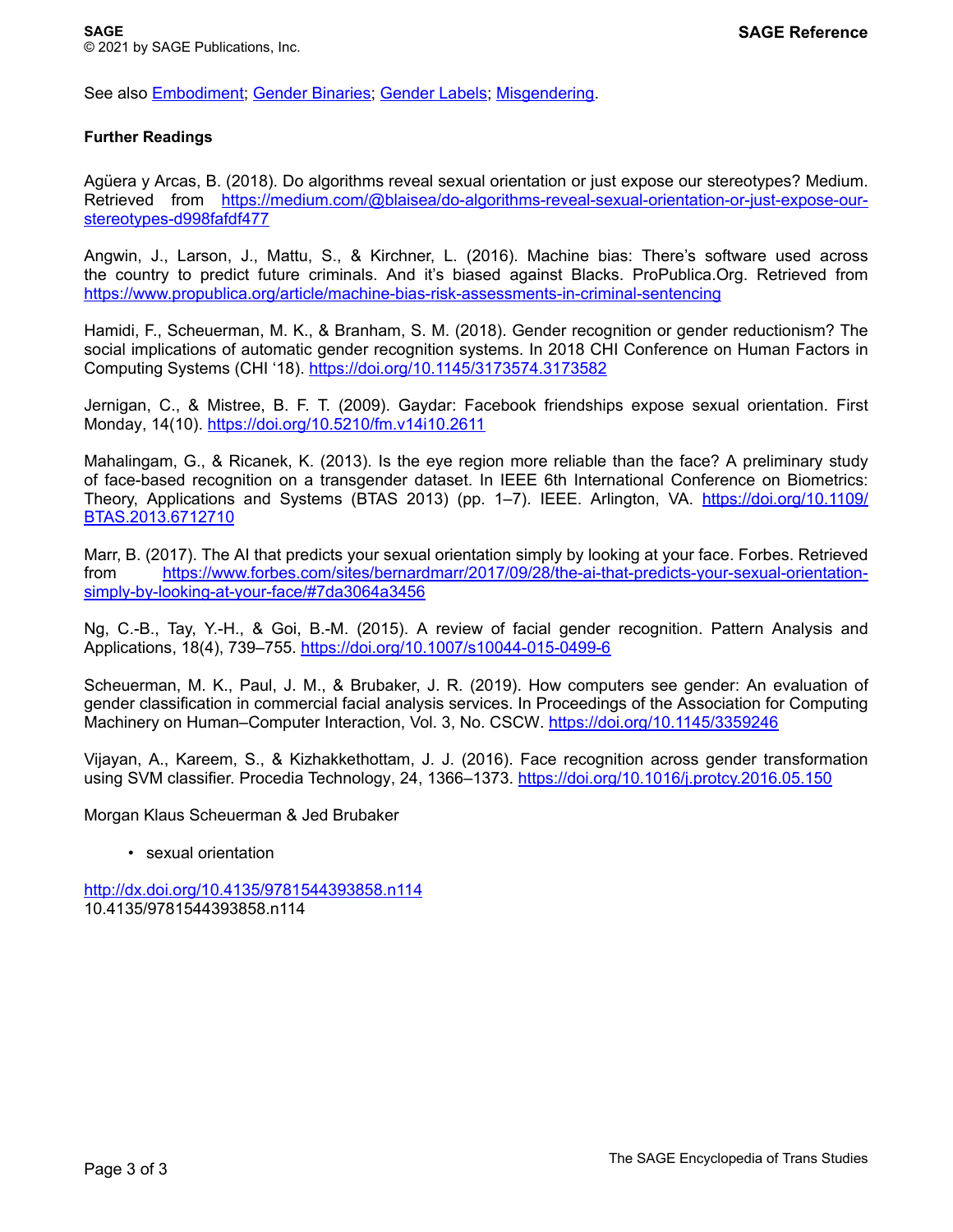See also [Embodiment](); [Gender Binaries](); [Gender Labels](); [Misgendering]().

**Further Readings**

Agüera y Arcas, B. (2018). Do algorithms reveal sexual orientation or just expose our stereotypes? Medium. Retrieved from https://medium.com/@blaisea/do-algorithms-reveal-sexual-orientation-or-just-expose-our-stereotypes-d998fafdf477

Angwin, J., Larson, J., Mattu, S., & Kirchner, L. (2016). Machine bias: There's software used across the country to predict future criminals. And it's biased against Blacks. ProPublica.Org. Retrieved from https://www.propublica.org/article/machine-bias-risk-assessments-in-criminal-sentencing

Hamidi, F., Scheuerman, M. K., & Branham, S. M. (2018). Gender recognition or gender reductionism? The social implications of automatic gender recognition systems. In 2018 CHI Conference on Human Factors in Computing Systems (CHI '18). https://doi.org/10.1145/3173574.3173582

Jernigan, C., & Mistree, B. F. T. (2009). Gaydar: Facebook friendships expose sexual orientation. First Monday, 14(10). https://doi.org/10.5210/fm.v14i10.2611

Mahalingam, G., & Ricanek, K. (2013). Is the eye region more reliable than the face? A preliminary study of face-based recognition on a transgender dataset. In IEEE 6th International Conference on Biometrics: Theory, Applications and Systems (BTAS 2013) (pp. 1–7). IEEE. Arlington, VA. https://doi.org/10.1109/BTAS.2013.6712710

Marr, B. (2017). The AI that predicts your sexual orientation simply by looking at your face. Forbes. Retrieved from https://www.forbes.com/sites/bernardmarr/2017/09/28/the-ai-that-predicts-your-sexual-orientation-simply-by-looking-at-your-face/#7da3064a3456

Ng, C.-B., Tay, Y.-H., & Goi, B.-M. (2015). A review of facial gender recognition. Pattern Analysis and Applications, 18(4), 739–755. https://doi.org/10.1007/s10044-015-0499-6

Scheuerman, M. K., Paul, J. M., & Brubaker, J. R. (2019). How computers see gender: An evaluation of gender classification in commercial facial analysis services. In Proceedings of the Association for Computing Machinery on Human–Computer Interaction, Vol. 3, No. CSCW. https://doi.org/10.1145/3359246

Vijayan, A., Kareem, S., & Kizhakkethottam, J. J. (2016). Face recognition across gender transformation using SVM classifier. Procedia Technology, 24, 1366–1373. https://doi.org/10.1016/j.protcy.2016.05.150

Morgan Klaus Scheuerman & Jed Brubaker

- sexual orientation

http://dx.doi.org/10.4135/9781544393858.n114
10.4135/9781544393858.n114